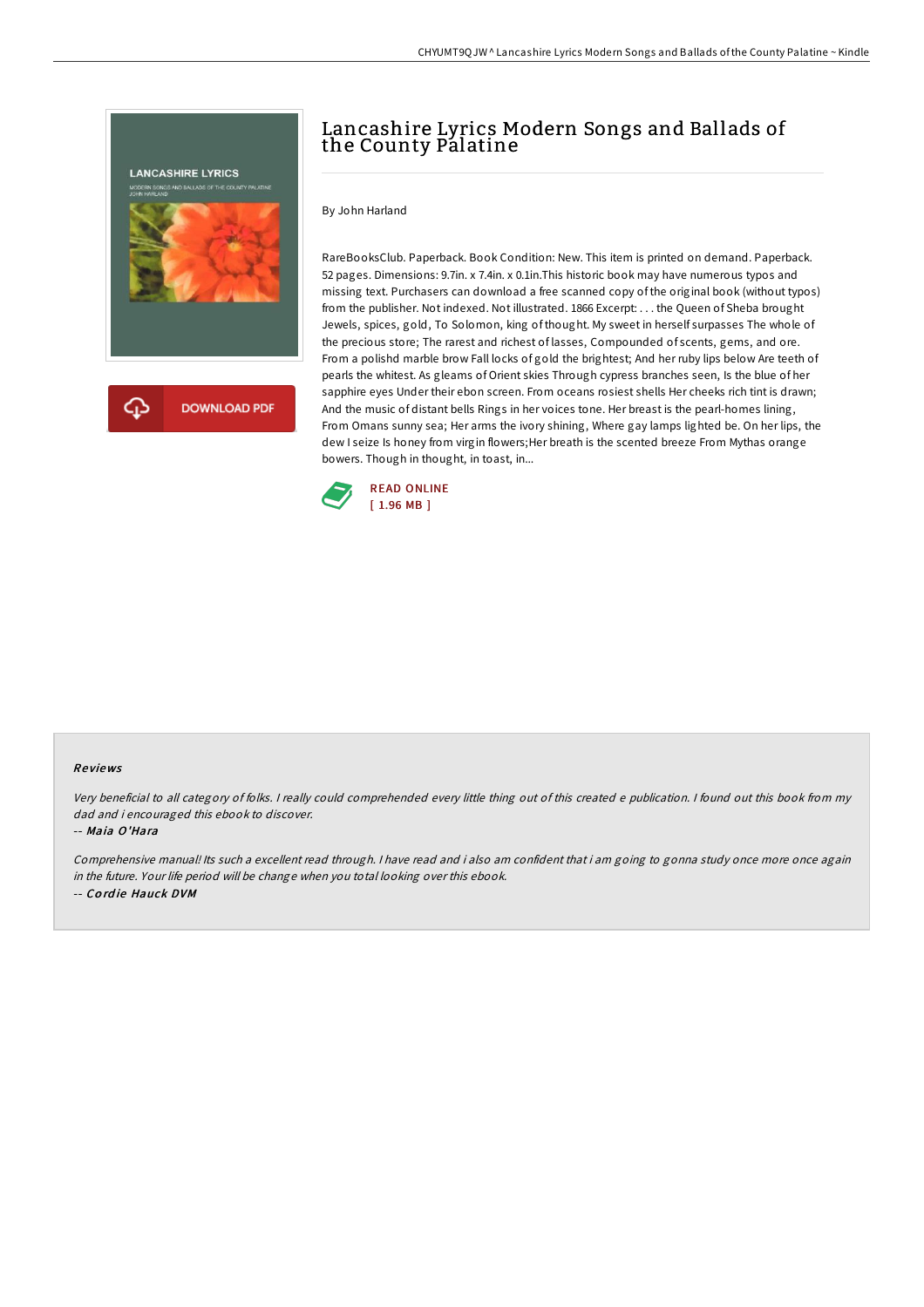# Lancashire Lyrics Modern Songs and Ballads of the County Palatine

By John Harland

RareBooksClub. Paperback. Book Condition: New. This item is printed on demand. Paperback. 52 pages. Dimensions: 9.7in. x 7.4in. x 0.1in.This historic book may have numerous typos and missing text. Purchasers can download a free scanned copy of the original book (without typos) from the publisher. Not indexed. Not illustrated. 1866 Excerpt: . . . the Queen of Sheba brought Jewels, spices, gold, To Solomon, king of thought. My sweet in herself surpasses The whole of the precious store; The rarest and richest of lasses, Compounded of scents, gems, and ore. From a polishd marble brow Fall locks of gold the brightest; And her ruby lips below Are teeth of pearls the whitest. As gleams of Orient skies Through cypress branches seen, Is the blue of her sapphire eyes Under their ebon screen. From oceans rosiest shells Her cheeks rich tint is drawn; And the music of distant bells Rings in her voices tone. Her breast is the pearl-homes lining, From Omans sunny sea; Her arms the ivory shining, Where gay lamps lighted be. On her lips, the dew I seize Is honey from virgin flowers;Her breath is the scented breeze From Mythas orange bowers. Though in thought, in toast, in...

READ ONLINE
[ 1.96 MB ]

DOWNLOAD PDF

## Reviews

*Very beneficial to all category of folks. I really could comprehended every little thing out of this created e publication. I found out this book from my dad and i encouraged this ebook to discover.*

-- *Maia O'Hara*

*Comprehensive manual! Its such a excellent read through. I have read and i also am confident that i am going to gonna study once more once again in the future. Your life period will be change when you total looking over this ebook.*

-- *Cordie Hauck DVM*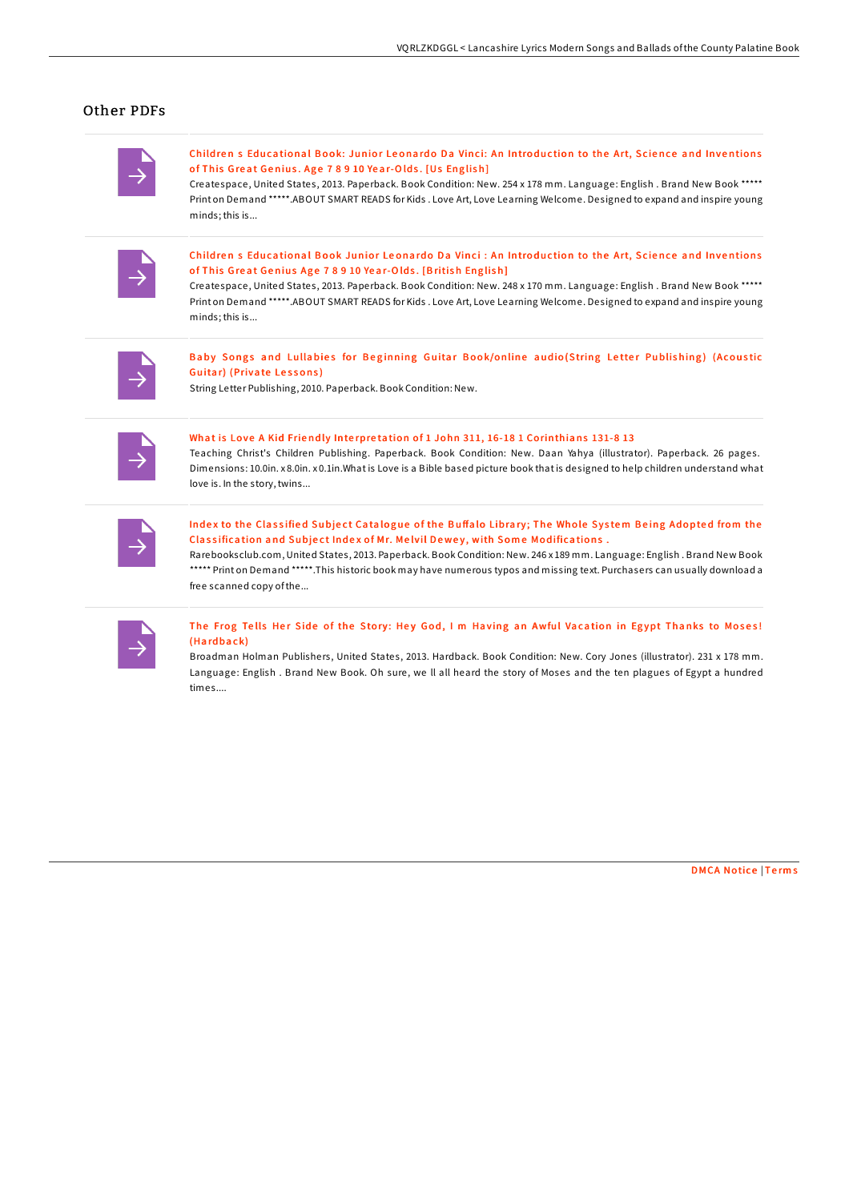## Other PDFs

**Children s Educational Book: Junior Leonardo Da Vinci: An Introduction to the Art, Science and Inventions of This Great Genius. Age 7 8 9 10 Year-Olds. [Us English]**

Createspace, United States, 2013. Paperback. Book Condition: New. 254 x 178 mm. Language: English . Brand New Book ***** Print on Demand *****.ABOUT SMART READS for Kids . Love Art, Love Learning Welcome. Designed to expand and inspire young minds; this is...

**Children s Educational Book Junior Leonardo Da Vinci : An Introduction to the Art, Science and Inventions of This Great Genius Age 7 8 9 10 Year-Olds. [British English]**

Createspace, United States, 2013. Paperback. Book Condition: New. 248 x 170 mm. Language: English . Brand New Book ***** Print on Demand *****.ABOUT SMART READS for Kids . Love Art, Love Learning Welcome. Designed to expand and inspire young minds; this is...

**Baby Songs and Lullabies for Beginning Guitar Book/online audio(String Letter Publishing) (Acoustic Guitar) (Private Lessons)**

String Letter Publishing, 2010. Paperback. Book Condition: New.

**What is Love A Kid Friendly Interpretation of 1 John 311, 16-18 1 Corinthians 131-8 13**

Teaching Christ's Children Publishing. Paperback. Book Condition: New. Daan Yahya (illustrator). Paperback. 26 pages. Dimensions: 10.0in. x 8.0in. x 0.1in.What is Love is a Bible based picture book that is designed to help children understand what love is. In the story, twins...

**Index to the Classified Subject Catalogue of the Buffalo Library; The Whole System Being Adopted from the Classification and Subject Index of Mr. Melvil Dewey, with Some Modifications .**

Rarebooksclub.com, United States, 2013. Paperback. Book Condition: New. 246 x 189 mm. Language: English . Brand New Book ***** Print on Demand *****.This historic book may have numerous typos and missing text. Purchasers can usually download a free scanned copy of the...

**The Frog Tells Her Side of the Story: Hey God, I m Having an Awful Vacation in Egypt Thanks to Moses! (Hardback)**

Broadman Holman Publishers, United States, 2013. Hardback. Book Condition: New. Cory Jones (illustrator). 231 x 178 mm. Language: English . Brand New Book. Oh sure, we ll all heard the story of Moses and the ten plagues of Egypt a hundred times....

DMCA Notice | Terms